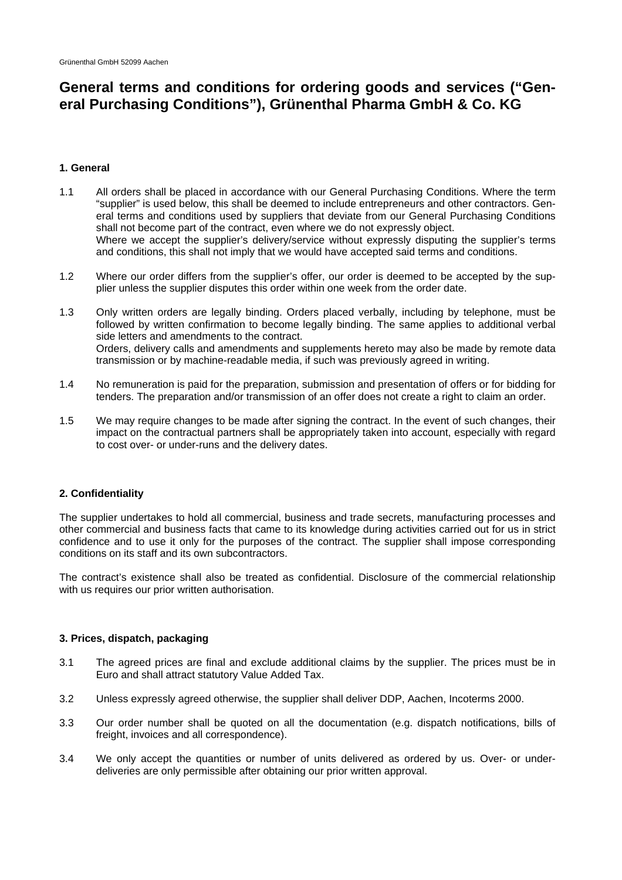# General terms and conditions for ordering goods and services ("General Purchasing Conditions"), Grünenthal Pharma GmbH & Co. KG

### 1. General

1.1 All orders shall be placed in accordance with our General Purchasing Conditions. Where the term "supplier" is used below, this shall be deemed to include entrepreneurs and other contractors. General terms and conditions used by suppliers that deviate from our General Purchasing Conditions shall not become part of the contract, even where we do not expressly object.
Where we accept the supplier's delivery/service without expressly disputing the supplier's terms and conditions, this shall not imply that we would have accepted said terms and conditions.

1.2 Where our order differs from the supplier's offer, our order is deemed to be accepted by the supplier unless the supplier disputes this order within one week from the order date.

1.3 Only written orders are legally binding. Orders placed verbally, including by telephone, must be followed by written confirmation to become legally binding. The same applies to additional verbal side letters and amendments to the contract.
Orders, delivery calls and amendments and supplements hereto may also be made by remote data transmission or by machine-readable media, if such was previously agreed in writing.

1.4 No remuneration is paid for the preparation, submission and presentation of offers or for bidding for tenders. The preparation and/or transmission of an offer does not create a right to claim an order.

1.5 We may require changes to be made after signing the contract. In the event of such changes, their impact on the contractual partners shall be appropriately taken into account, especially with regard to cost over- or under-runs and the delivery dates.

### 2. Confidentiality

The supplier undertakes to hold all commercial, business and trade secrets, manufacturing processes and other commercial and business facts that came to its knowledge during activities carried out for us in strict confidence and to use it only for the purposes of the contract. The supplier shall impose corresponding conditions on its staff and its own subcontractors.

The contract's existence shall also be treated as confidential. Disclosure of the commercial relationship with us requires our prior written authorisation.

### 3. Prices, dispatch, packaging

3.1 The agreed prices are final and exclude additional claims by the supplier. The prices must be in Euro and shall attract statutory Value Added Tax.

3.2 Unless expressly agreed otherwise, the supplier shall deliver DDP, Aachen, Incoterms 2000.

3.3 Our order number shall be quoted on all the documentation (e.g. dispatch notifications, bills of freight, invoices and all correspondence).

3.4 We only accept the quantities or number of units delivered as ordered by us. Over- or under-deliveries are only permissible after obtaining our prior written approval.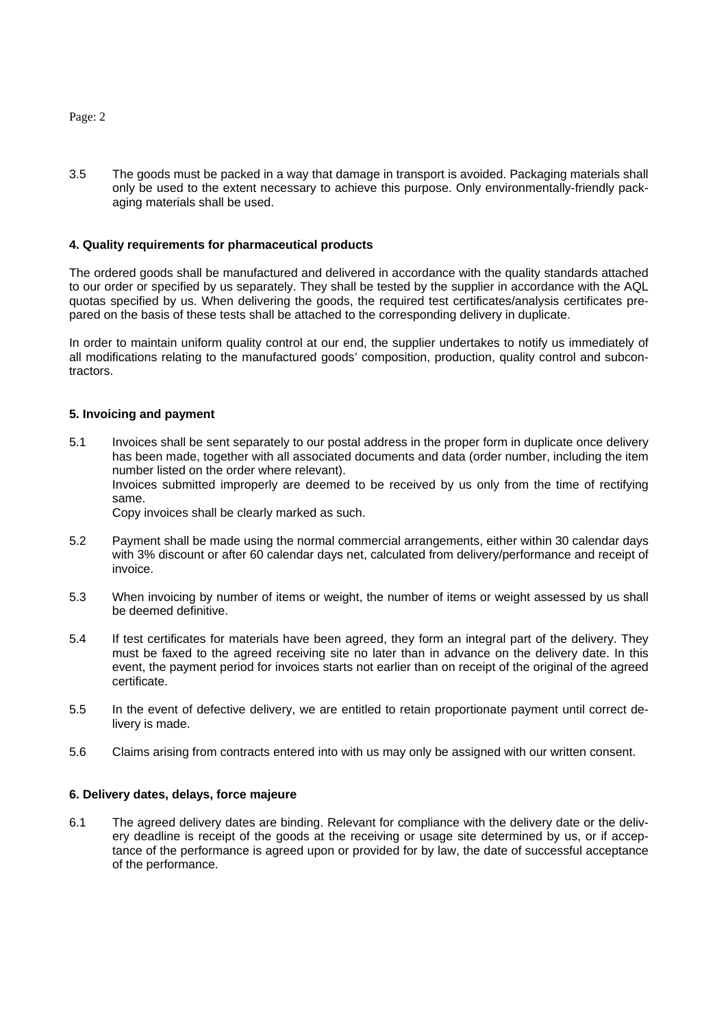3.5 The goods must be packed in a way that damage in transport is avoided. Packaging materials shall only be used to the extent necessary to achieve this purpose. Only environmentally-friendly packaging materials shall be used.

**4. Quality requirements for pharmaceutical products**

The ordered goods shall be manufactured and delivered in accordance with the quality standards attached to our order or specified by us separately. They shall be tested by the supplier in accordance with the AQL quotas specified by us. When delivering the goods, the required test certificates/analysis certificates prepared on the basis of these tests shall be attached to the corresponding delivery in duplicate.

In order to maintain uniform quality control at our end, the supplier undertakes to notify us immediately of all modifications relating to the manufactured goods' composition, production, quality control and subcontractors.

**5. Invoicing and payment**

5.1 Invoices shall be sent separately to our postal address in the proper form in duplicate once delivery has been made, together with all associated documents and data (order number, including the item number listed on the order where relevant).
Invoices submitted improperly are deemed to be received by us only from the time of rectifying same.
Copy invoices shall be clearly marked as such.

5.2 Payment shall be made using the normal commercial arrangements, either within 30 calendar days with 3% discount or after 60 calendar days net, calculated from delivery/performance and receipt of invoice.

5.3 When invoicing by number of items or weight, the number of items or weight assessed by us shall be deemed definitive.

5.4 If test certificates for materials have been agreed, they form an integral part of the delivery. They must be faxed to the agreed receiving site no later than in advance on the delivery date. In this event, the payment period for invoices starts not earlier than on receipt of the original of the agreed certificate.

5.5 In the event of defective delivery, we are entitled to retain proportionate payment until correct delivery is made.

5.6 Claims arising from contracts entered into with us may only be assigned with our written consent.

**6. Delivery dates, delays, force majeure**

6.1 The agreed delivery dates are binding. Relevant for compliance with the delivery date or the delivery deadline is receipt of the goods at the receiving or usage site determined by us, or if acceptance of the performance is agreed upon or provided for by law, the date of successful acceptance of the performance.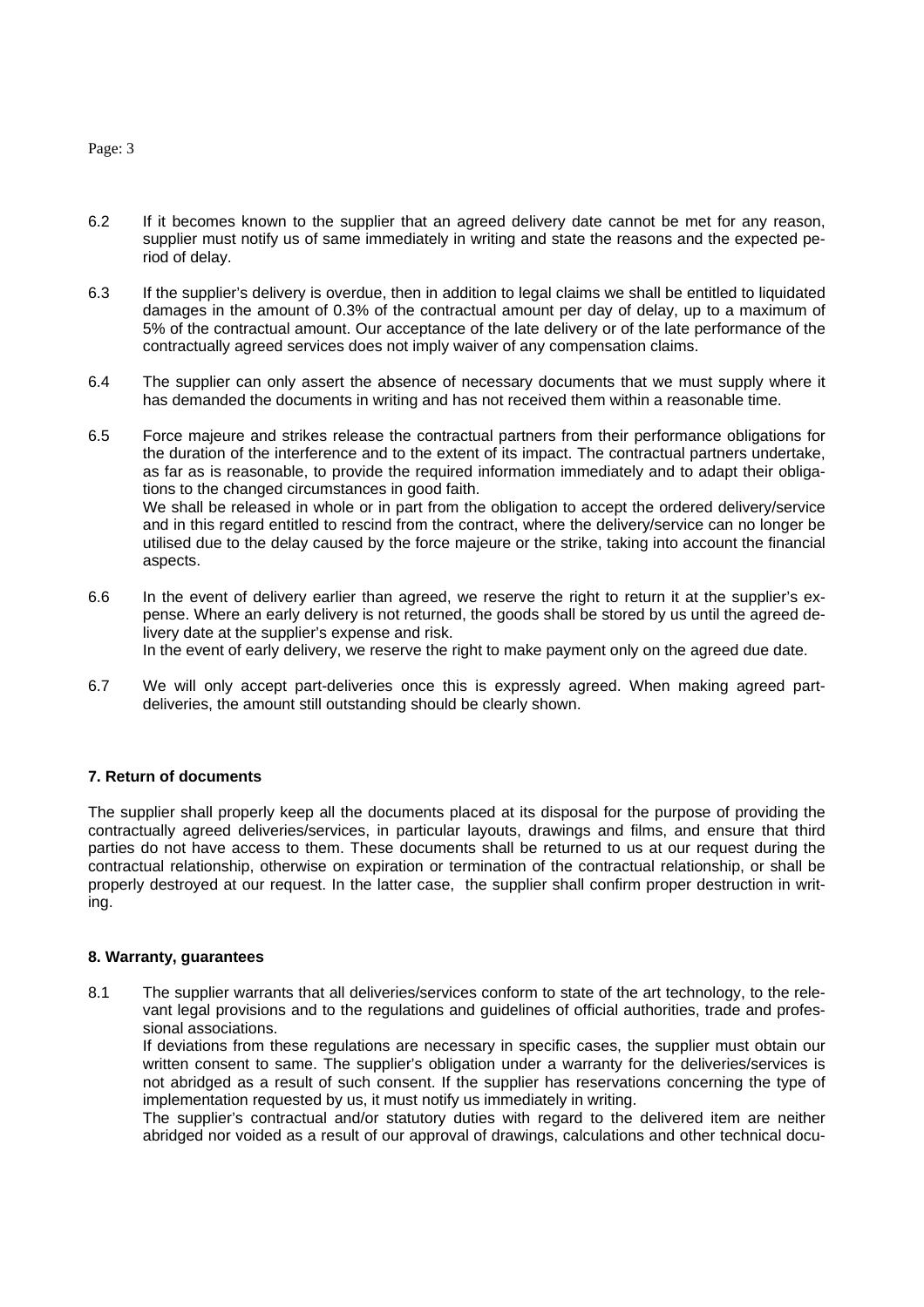6.2 If it becomes known to the supplier that an agreed delivery date cannot be met for any reason, supplier must notify us of same immediately in writing and state the reasons and the expected period of delay.

6.3 If the supplier's delivery is overdue, then in addition to legal claims we shall be entitled to liquidated damages in the amount of 0.3% of the contractual amount per day of delay, up to a maximum of 5% of the contractual amount. Our acceptance of the late delivery or of the late performance of the contractually agreed services does not imply waiver of any compensation claims.

6.4 The supplier can only assert the absence of necessary documents that we must supply where it has demanded the documents in writing and has not received them within a reasonable time.

6.5 Force majeure and strikes release the contractual partners from their performance obligations for the duration of the interference and to the extent of its impact. The contractual partners undertake, as far as is reasonable, to provide the required information immediately and to adapt their obligations to the changed circumstances in good faith.
We shall be released in whole or in part from the obligation to accept the ordered delivery/service and in this regard entitled to rescind from the contract, where the delivery/service can no longer be utilised due to the delay caused by the force majeure or the strike, taking into account the financial aspects.

6.6 In the event of delivery earlier than agreed, we reserve the right to return it at the supplier's expense. Where an early delivery is not returned, the goods shall be stored by us until the agreed delivery date at the supplier's expense and risk.
In the event of early delivery, we reserve the right to make payment only on the agreed due date.

6.7 We will only accept part-deliveries once this is expressly agreed. When making agreed part-deliveries, the amount still outstanding should be clearly shown.

**7. Return of documents**

The supplier shall properly keep all the documents placed at its disposal for the purpose of providing the contractually agreed deliveries/services, in particular layouts, drawings and films, and ensure that third parties do not have access to them. These documents shall be returned to us at our request during the contractual relationship, otherwise on expiration or termination of the contractual relationship, or shall be properly destroyed at our request. In the latter case, the supplier shall confirm proper destruction in writing.

**8. Warranty, guarantees**

8.1 The supplier warrants that all deliveries/services conform to state of the art technology, to the relevant legal provisions and to the regulations and guidelines of official authorities, trade and professional associations.
If deviations from these regulations are necessary in specific cases, the supplier must obtain our written consent to same. The supplier's obligation under a warranty for the deliveries/services is not abridged as a result of such consent. If the supplier has reservations concerning the type of implementation requested by us, it must notify us immediately in writing.
The supplier's contractual and/or statutory duties with regard to the delivered item are neither abridged nor voided as a result of our approval of drawings, calculations and other technical docu-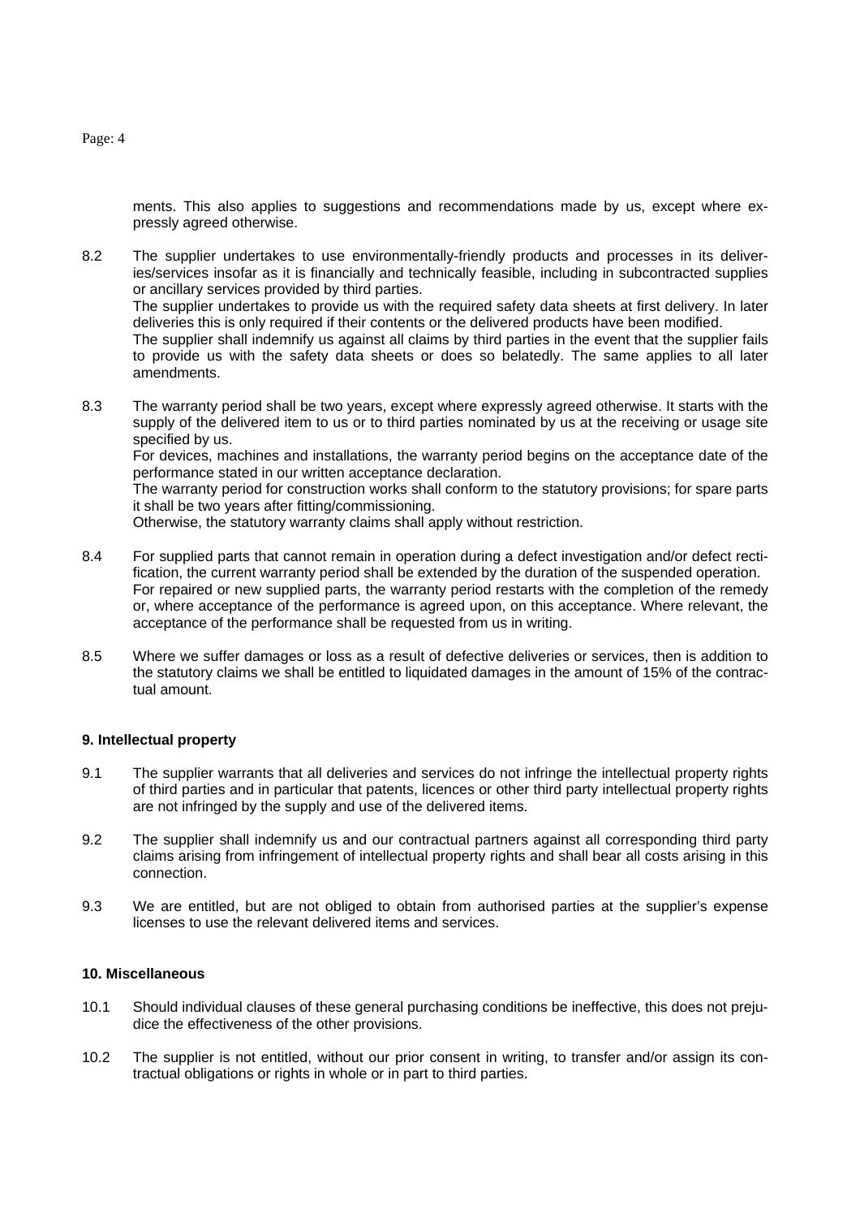ments. This also applies to suggestions and recommendations made by us, except where expressly agreed otherwise.

8.2 The supplier undertakes to use environmentally-friendly products and processes in its deliveries/services insofar as it is financially and technically feasible, including in subcontracted supplies or ancillary services provided by third parties.
The supplier undertakes to provide us with the required safety data sheets at first delivery. In later deliveries this is only required if their contents or the delivered products have been modified.
The supplier shall indemnify us against all claims by third parties in the event that the supplier fails to provide us with the safety data sheets or does so belatedly. The same applies to all later amendments.

8.3 The warranty period shall be two years, except where expressly agreed otherwise. It starts with the supply of the delivered item to us or to third parties nominated by us at the receiving or usage site specified by us.
For devices, machines and installations, the warranty period begins on the acceptance date of the performance stated in our written acceptance declaration.
The warranty period for construction works shall conform to the statutory provisions; for spare parts it shall be two years after fitting/commissioning.
Otherwise, the statutory warranty claims shall apply without restriction.

8.4 For supplied parts that cannot remain in operation during a defect investigation and/or defect rectification, the current warranty period shall be extended by the duration of the suspended operation.
For repaired or new supplied parts, the warranty period restarts with the completion of the remedy or, where acceptance of the performance is agreed upon, on this acceptance. Where relevant, the acceptance of the performance shall be requested from us in writing.

8.5 Where we suffer damages or loss as a result of defective deliveries or services, then is addition to the statutory claims we shall be entitled to liquidated damages in the amount of 15% of the contractual amount.

**9. Intellectual property**

9.1 The supplier warrants that all deliveries and services do not infringe the intellectual property rights of third parties and in particular that patents, licences or other third party intellectual property rights are not infringed by the supply and use of the delivered items.

9.2 The supplier shall indemnify us and our contractual partners against all corresponding third party claims arising from infringement of intellectual property rights and shall bear all costs arising in this connection.

9.3 We are entitled, but are not obliged to obtain from authorised parties at the supplier's expense licenses to use the relevant delivered items and services.

**10. Miscellaneous**

10.1 Should individual clauses of these general purchasing conditions be ineffective, this does not prejudice the effectiveness of the other provisions.

10.2 The supplier is not entitled, without our prior consent in writing, to transfer and/or assign its contractual obligations or rights in whole or in part to third parties.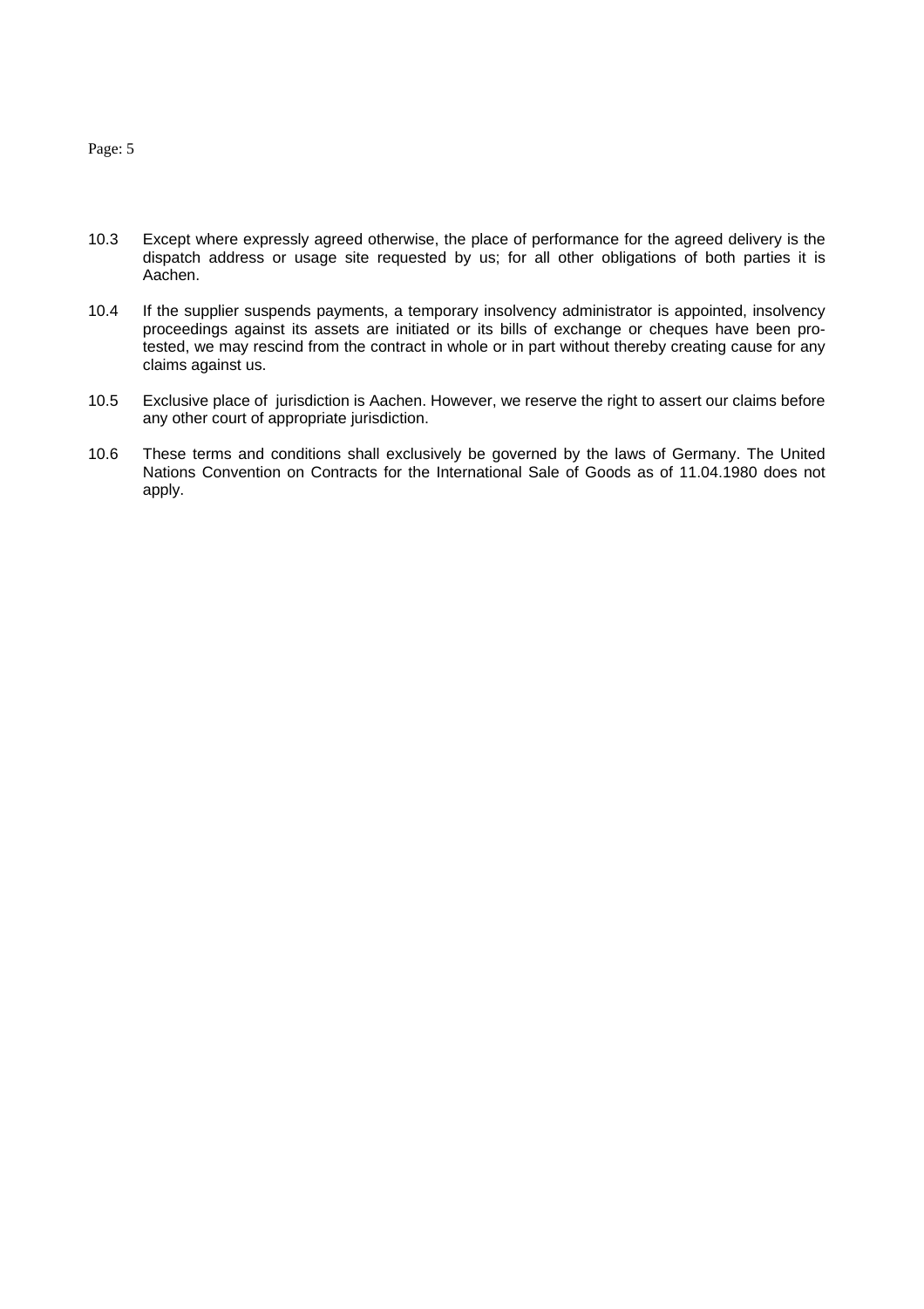10.3 Except where expressly agreed otherwise, the place of performance for the agreed delivery is the dispatch address or usage site requested by us; for all other obligations of both parties it is Aachen.

10.4 If the supplier suspends payments, a temporary insolvency administrator is appointed, insolvency proceedings against its assets are initiated or its bills of exchange or cheques have been protested, we may rescind from the contract in whole or in part without thereby creating cause for any claims against us.

10.5 Exclusive place of jurisdiction is Aachen. However, we reserve the right to assert our claims before any other court of appropriate jurisdiction.

10.6 These terms and conditions shall exclusively be governed by the laws of Germany. The United Nations Convention on Contracts for the International Sale of Goods as of 11.04.1980 does not apply.